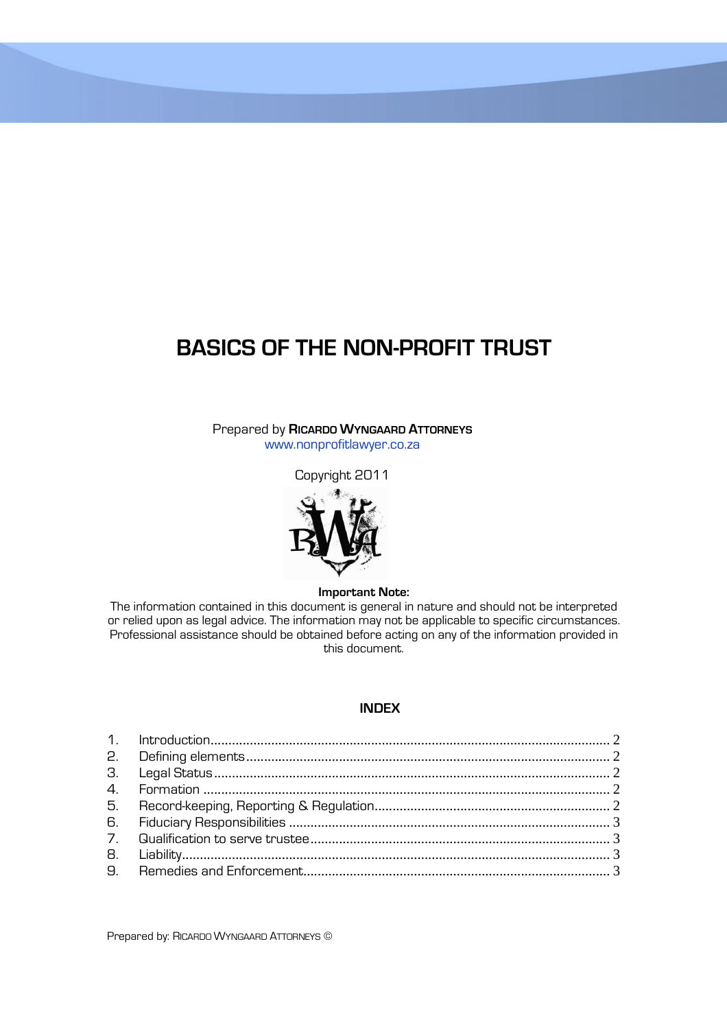# BASICS OF THE NON-PROFIT TRUST

Prepared by **RICARDO WYNGAARD ATTORNEYS**
www.nonprofitlawyer.co.za

Copyright 2011

**Important Note:**
The information contained in this document is general in nature and should not be interpreted or relied upon as legal advice. The information may not be applicable to specific circumstances. Professional assistance should be obtained before acting on any of the information provided in this document.

## INDEX

1. Introduction ........ 2
2. Defining elements ........ 2
3. Legal Status ........ 2
4. Formation ........ 2
5. Record-keeping, Reporting & Regulation ........ 2
6. Fiduciary Responsibilities ........ 3
7. Qualification to serve trustee ........ 3
8. Liability ........ 3
9. Remedies and Enforcement ........ 3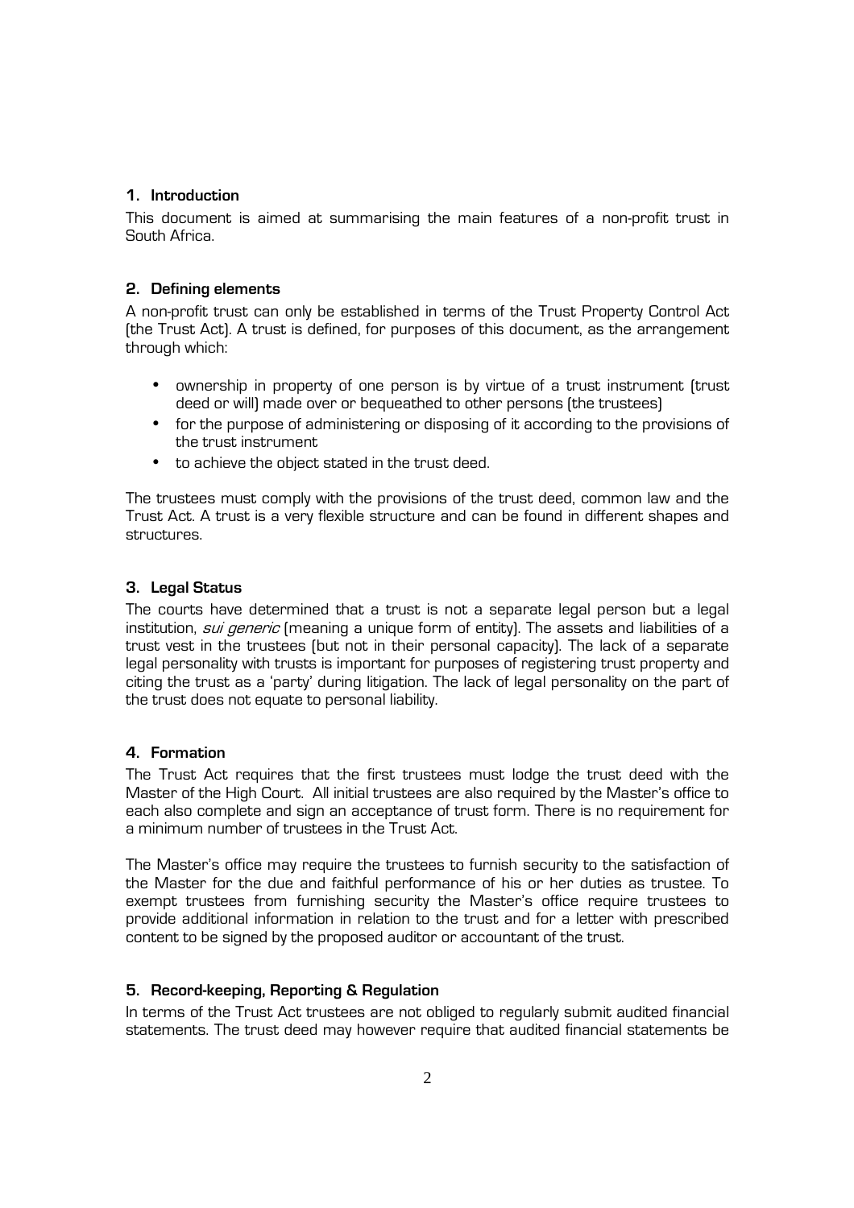## 1. Introduction

This document is aimed at summarising the main features of a non-profit trust in South Africa.

## 2. Defining elements

A non-profit trust can only be established in terms of the Trust Property Control Act (the Trust Act). A trust is defined, for purposes of this document, as the arrangement through which:

- ownership in property of one person is by virtue of a trust instrument (trust deed or will) made over or bequeathed to other persons (the trustees)
- for the purpose of administering or disposing of it according to the provisions of the trust instrument
- to achieve the object stated in the trust deed.

The trustees must comply with the provisions of the trust deed, common law and the Trust Act. A trust is a very flexible structure and can be found in different shapes and structures.

## 3. Legal Status

The courts have determined that a trust is not a separate legal person but a legal institution, *sui generic* (meaning a unique form of entity). The assets and liabilities of a trust vest in the trustees (but not in their personal capacity). The lack of a separate legal personality with trusts is important for purposes of registering trust property and citing the trust as a 'party' during litigation. The lack of legal personality on the part of the trust does not equate to personal liability.

## 4. Formation

The Trust Act requires that the first trustees must lodge the trust deed with the Master of the High Court. All initial trustees are also required by the Master's office to each also complete and sign an acceptance of trust form. There is no requirement for a minimum number of trustees in the Trust Act.

The Master's office may require the trustees to furnish security to the satisfaction of the Master for the due and faithful performance of his or her duties as trustee. To exempt trustees from furnishing security the Master's office require trustees to provide additional information in relation to the trust and for a letter with prescribed content to be signed by the proposed auditor or accountant of the trust.

## 5. Record-keeping, Reporting & Regulation

In terms of the Trust Act trustees are not obliged to regularly submit audited financial statements. The trust deed may however require that audited financial statements be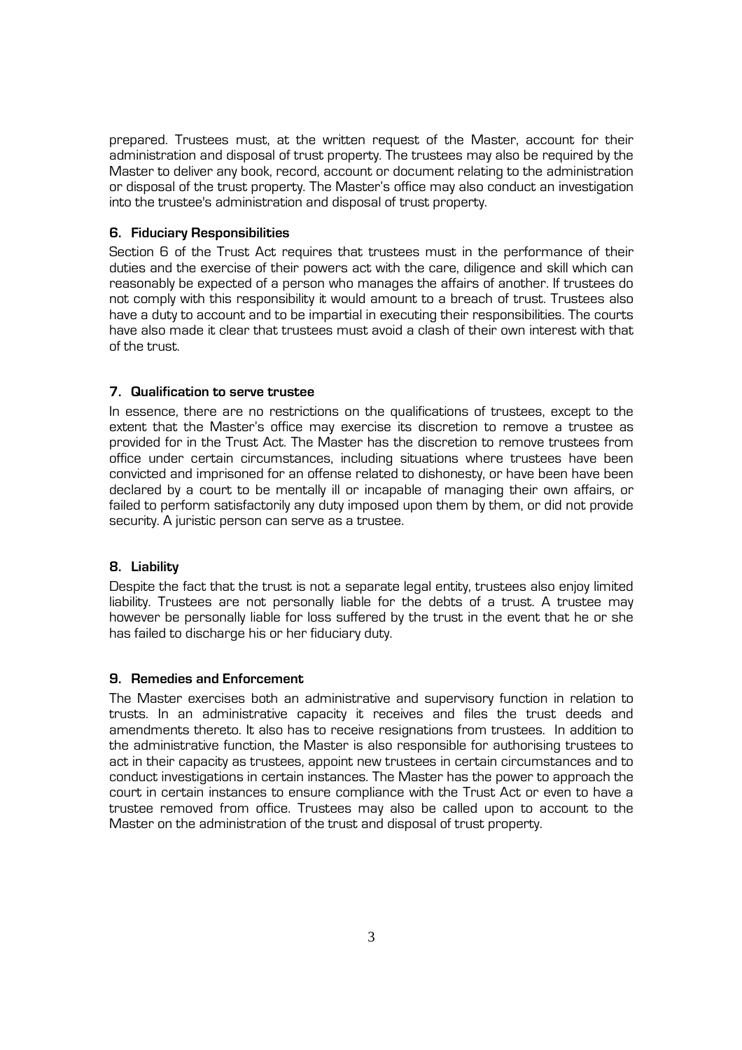prepared. Trustees must, at the written request of the Master, account for their administration and disposal of trust property. The trustees may also be required by the Master to deliver any book, record, account or document relating to the administration or disposal of the trust property. The Master's office may also conduct an investigation into the trustee's administration and disposal of trust property.

### 6. Fiduciary Responsibilities

Section 6 of the Trust Act requires that trustees must in the performance of their duties and the exercise of their powers act with the care, diligence and skill which can reasonably be expected of a person who manages the affairs of another. If trustees do not comply with this responsibility it would amount to a breach of trust. Trustees also have a duty to account and to be impartial in executing their responsibilities. The courts have also made it clear that trustees must avoid a clash of their own interest with that of the trust.

### 7. Qualification to serve trustee

In essence, there are no restrictions on the qualifications of trustees, except to the extent that the Master's office may exercise its discretion to remove a trustee as provided for in the Trust Act. The Master has the discretion to remove trustees from office under certain circumstances, including situations where trustees have been convicted and imprisoned for an offense related to dishonesty, or have been have been declared by a court to be mentally ill or incapable of managing their own affairs, or failed to perform satisfactorily any duty imposed upon them by them, or did not provide security. A juristic person can serve as a trustee.

### 8. Liability

Despite the fact that the trust is not a separate legal entity, trustees also enjoy limited liability. Trustees are not personally liable for the debts of a trust. A trustee may however be personally liable for loss suffered by the trust in the event that he or she has failed to discharge his or her fiduciary duty.

### 9. Remedies and Enforcement

The Master exercises both an administrative and supervisory function in relation to trusts. In an administrative capacity it receives and files the trust deeds and amendments thereto. It also has to receive resignations from trustees. In addition to the administrative function, the Master is also responsible for authorising trustees to act in their capacity as trustees, appoint new trustees in certain circumstances and to conduct investigations in certain instances. The Master has the power to approach the court in certain instances to ensure compliance with the Trust Act or even to have a trustee removed from office. Trustees may also be called upon to account to the Master on the administration of the trust and disposal of trust property.